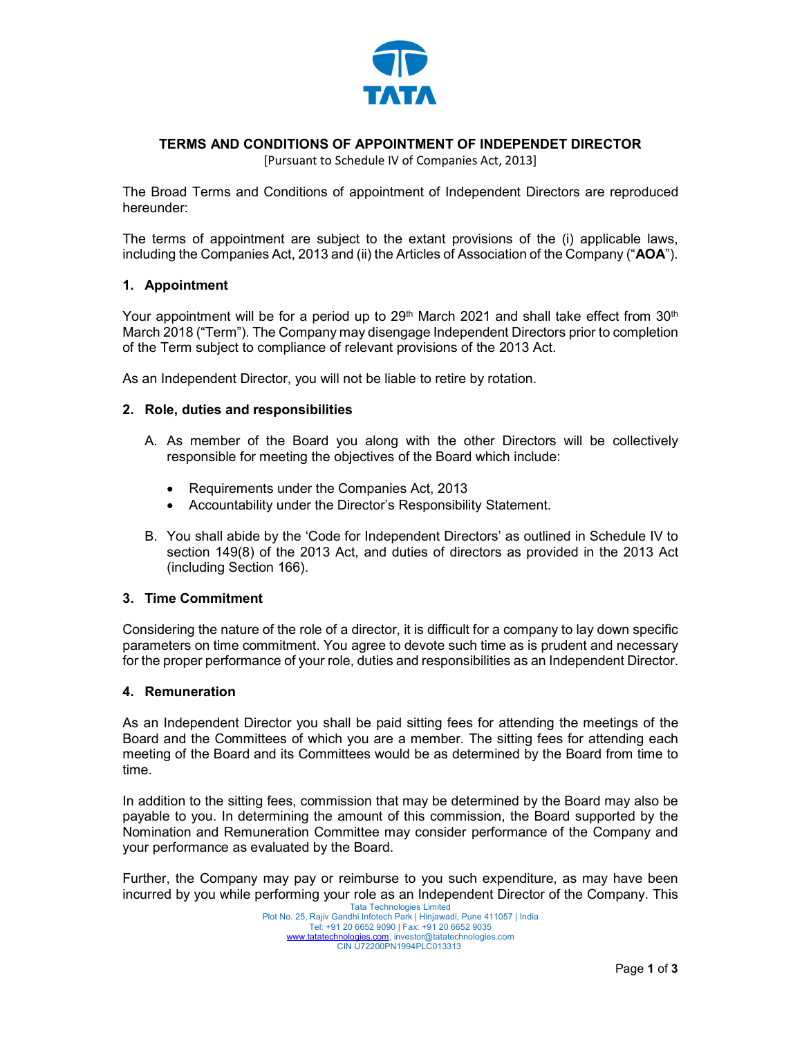# TERMS AND CONDITIONS OF APPOINTMENT OF INDEPENDET DIRECTOR

[Pursuant to Schedule IV of Companies Act, 2013]

The Broad Terms and Conditions of appointment of Independent Directors are reproduced hereunder:

The terms of appointment are subject to the extant provisions of the (i) applicable laws, including the Companies Act, 2013 and (ii) the Articles of Association of the Company ("**AOA**").

## 1. Appointment

Your appointment will be for a period up to 29th March 2021 and shall take effect from 30th March 2018 ("Term"). The Company may disengage Independent Directors prior to completion of the Term subject to compliance of relevant provisions of the 2013 Act.

As an Independent Director, you will not be liable to retire by rotation.

## 2. Role, duties and responsibilities

A. As member of the Board you along with the other Directors will be collectively responsible for meeting the objectives of the Board which include:

- Requirements under the Companies Act, 2013
- Accountability under the Director's Responsibility Statement.

B. You shall abide by the 'Code for Independent Directors' as outlined in Schedule IV to section 149(8) of the 2013 Act, and duties of directors as provided in the 2013 Act (including Section 166).

## 3. Time Commitment

Considering the nature of the role of a director, it is difficult for a company to lay down specific parameters on time commitment. You agree to devote such time as is prudent and necessary for the proper performance of your role, duties and responsibilities as an Independent Director.

## 4. Remuneration

As an Independent Director you shall be paid sitting fees for attending the meetings of the Board and the Committees of which you are a member. The sitting fees for attending each meeting of the Board and its Committees would be as determined by the Board from time to time.

In addition to the sitting fees, commission that may be determined by the Board may also be payable to you. In determining the amount of this commission, the Board supported by the Nomination and Remuneration Committee may consider performance of the Company and your performance as evaluated by the Board.

Further, the Company may pay or reimburse to you such expenditure, as may have been incurred by you while performing your role as an Independent Director of the Company. This

Tata Technologies Limited
Plot No. 25, Rajiv Gandhi Infotech Park | Hinjawadi, Pune 411057 | India
Tel: +91 20 6652 9090 | Fax: +91 20 6652 9035
www.tatatechnologies.com, investor@tatatechnologies.com
CIN U72200PN1994PLC013313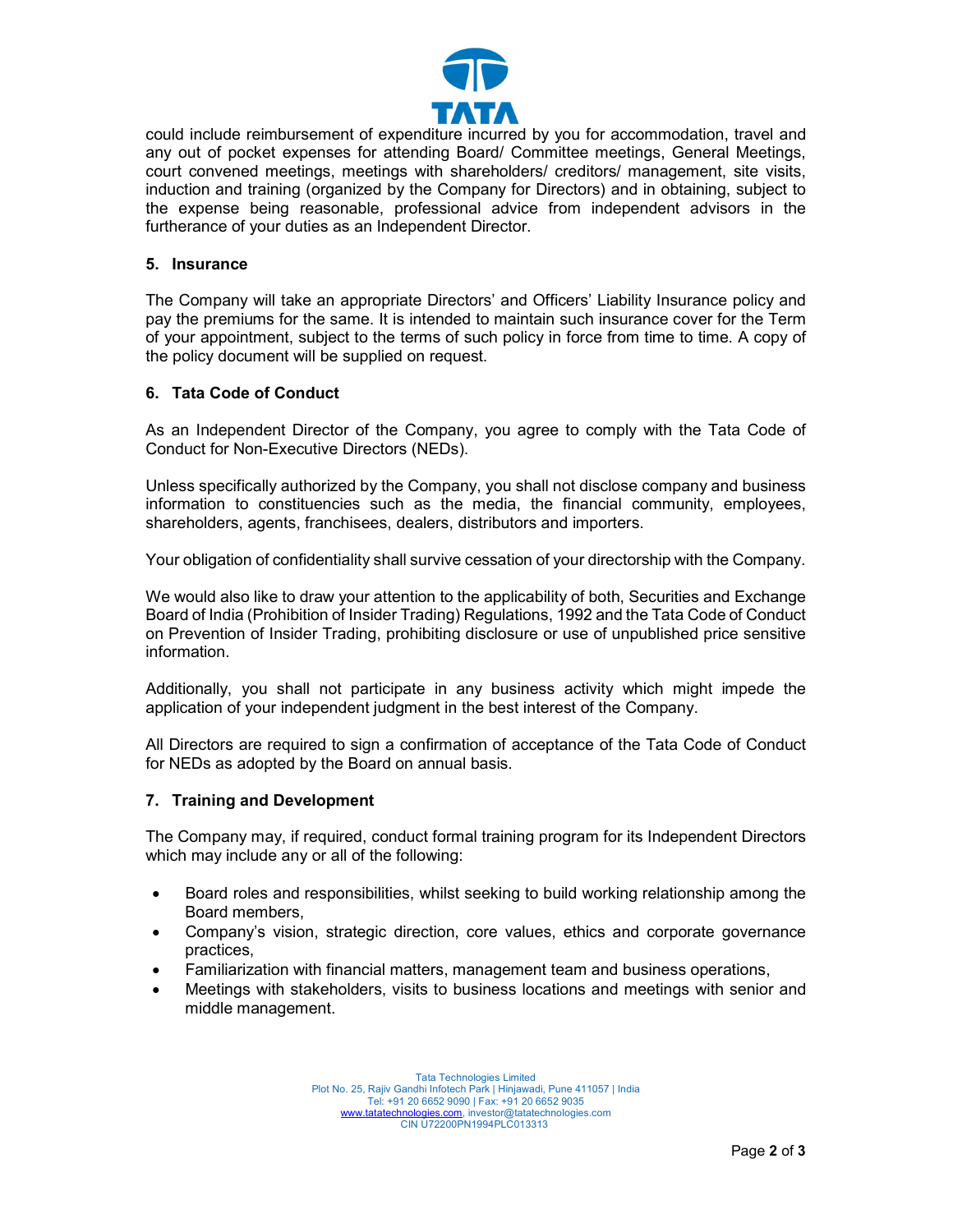could include reimbursement of expenditure incurred by you for accommodation, travel and any out of pocket expenses for attending Board/ Committee meetings, General Meetings, court convened meetings, meetings with shareholders/ creditors/ management, site visits, induction and training (organized by the Company for Directors) and in obtaining, subject to the expense being reasonable, professional advice from independent advisors in the furtherance of your duties as an Independent Director.

## 5. Insurance

The Company will take an appropriate Directors' and Officers' Liability Insurance policy and pay the premiums for the same. It is intended to maintain such insurance cover for the Term of your appointment, subject to the terms of such policy in force from time to time. A copy of the policy document will be supplied on request.

## 6. Tata Code of Conduct

As an Independent Director of the Company, you agree to comply with the Tata Code of Conduct for Non-Executive Directors (NEDs).

Unless specifically authorized by the Company, you shall not disclose company and business information to constituencies such as the media, the financial community, employees, shareholders, agents, franchisees, dealers, distributors and importers.

Your obligation of confidentiality shall survive cessation of your directorship with the Company.

We would also like to draw your attention to the applicability of both, Securities and Exchange Board of India (Prohibition of Insider Trading) Regulations, 1992 and the Tata Code of Conduct on Prevention of Insider Trading, prohibiting disclosure or use of unpublished price sensitive information.

Additionally, you shall not participate in any business activity which might impede the application of your independent judgment in the best interest of the Company.

All Directors are required to sign a confirmation of acceptance of the Tata Code of Conduct for NEDs as adopted by the Board on annual basis.

## 7. Training and Development

The Company may, if required, conduct formal training program for its Independent Directors which may include any or all of the following:

- Board roles and responsibilities, whilst seeking to build working relationship among the Board members,
- Company's vision, strategic direction, core values, ethics and corporate governance practices,
- Familiarization with financial matters, management team and business operations,
- Meetings with stakeholders, visits to business locations and meetings with senior and middle management.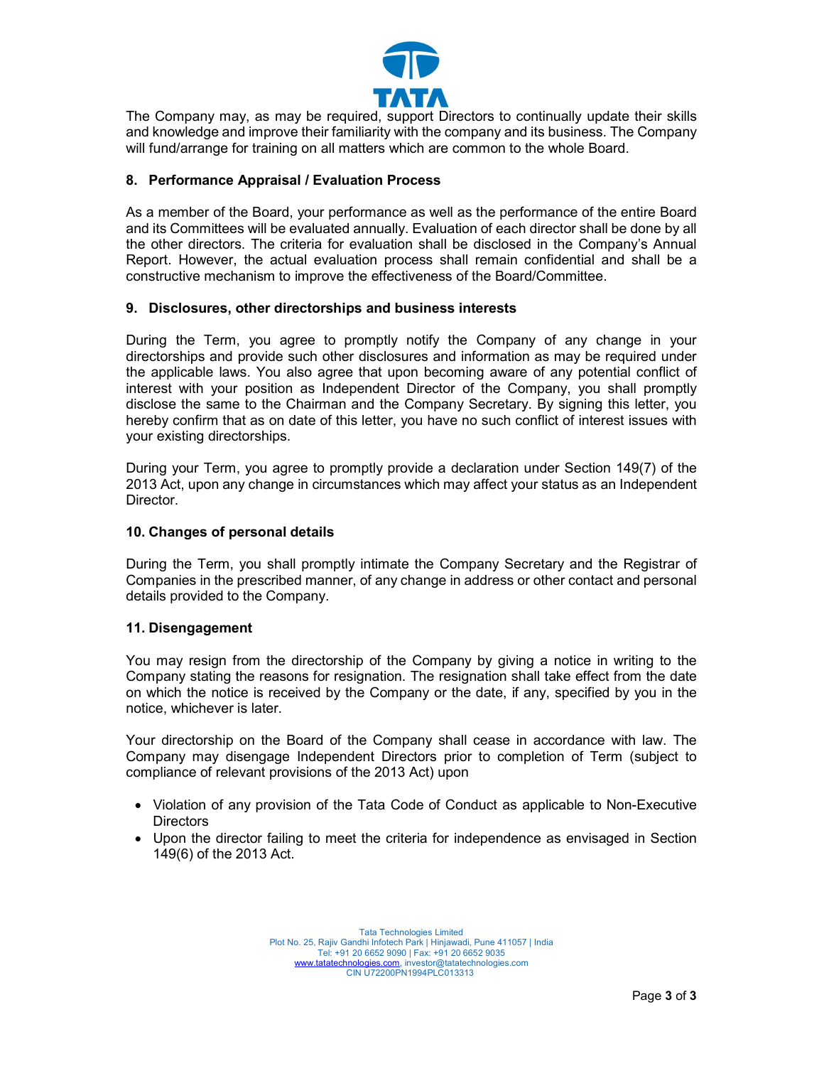The Company may, as may be required, support Directors to continually update their skills and knowledge and improve their familiarity with the company and its business. The Company will fund/arrange for training on all matters which are common to the whole Board.

## 8. Performance Appraisal / Evaluation Process

As a member of the Board, your performance as well as the performance of the entire Board and its Committees will be evaluated annually. Evaluation of each director shall be done by all the other directors. The criteria for evaluation shall be disclosed in the Company's Annual Report. However, the actual evaluation process shall remain confidential and shall be a constructive mechanism to improve the effectiveness of the Board/Committee.

## 9. Disclosures, other directorships and business interests

During the Term, you agree to promptly notify the Company of any change in your directorships and provide such other disclosures and information as may be required under the applicable laws. You also agree that upon becoming aware of any potential conflict of interest with your position as Independent Director of the Company, you shall promptly disclose the same to the Chairman and the Company Secretary. By signing this letter, you hereby confirm that as on date of this letter, you have no such conflict of interest issues with your existing directorships.

During your Term, you agree to promptly provide a declaration under Section 149(7) of the 2013 Act, upon any change in circumstances which may affect your status as an Independent Director.

## 10. Changes of personal details

During the Term, you shall promptly intimate the Company Secretary and the Registrar of Companies in the prescribed manner, of any change in address or other contact and personal details provided to the Company.

## 11. Disengagement

You may resign from the directorship of the Company by giving a notice in writing to the Company stating the reasons for resignation. The resignation shall take effect from the date on which the notice is received by the Company or the date, if any, specified by you in the notice, whichever is later.

Your directorship on the Board of the Company shall cease in accordance with law. The Company may disengage Independent Directors prior to completion of Term (subject to compliance of relevant provisions of the 2013 Act) upon

- Violation of any provision of the Tata Code of Conduct as applicable to Non-Executive Directors
- Upon the director failing to meet the criteria for independence as envisaged in Section 149(6) of the 2013 Act.